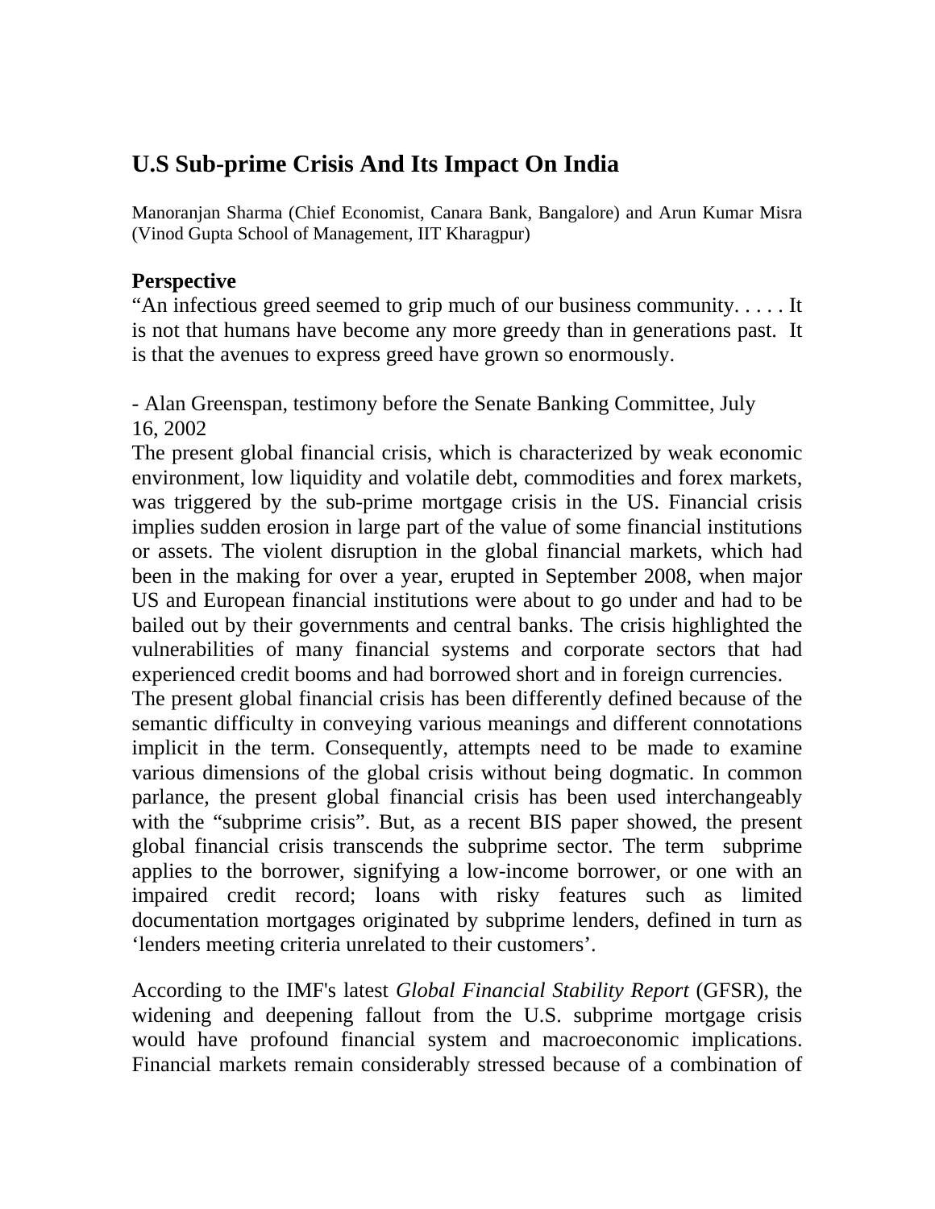# U.S Sub-prime Crisis And Its Impact On India

Manoranjan Sharma (Chief Economist, Canara Bank, Bangalore) and Arun Kumar Misra (Vinod Gupta School of Management, IIT Kharagpur)

## Perspective

"An infectious greed seemed to grip much of our business community. . . . . It is not that humans have become any more greedy than in generations past. It is that the avenues to express greed have grown so enormously.

- Alan Greenspan, testimony before the Senate Banking Committee, July 16, 2002

The present global financial crisis, which is characterized by weak economic environment, low liquidity and volatile debt, commodities and forex markets, was triggered by the sub-prime mortgage crisis in the US. Financial crisis implies sudden erosion in large part of the value of some financial institutions or assets. The violent disruption in the global financial markets, which had been in the making for over a year, erupted in September 2008, when major US and European financial institutions were about to go under and had to be bailed out by their governments and central banks. The crisis highlighted the vulnerabilities of many financial systems and corporate sectors that had experienced credit booms and had borrowed short and in foreign currencies.

The present global financial crisis has been differently defined because of the semantic difficulty in conveying various meanings and different connotations implicit in the term. Consequently, attempts need to be made to examine various dimensions of the global crisis without being dogmatic. In common parlance, the present global financial crisis has been used interchangeably with the "subprime crisis". But, as a recent BIS paper showed, the present global financial crisis transcends the subprime sector. The term subprime applies to the borrower, signifying a low-income borrower, or one with an impaired credit record; loans with risky features such as limited documentation mortgages originated by subprime lenders, defined in turn as 'lenders meeting criteria unrelated to their customers'.

According to the IMF's latest *Global Financial Stability Report* (GFSR), the widening and deepening fallout from the U.S. subprime mortgage crisis would have profound financial system and macroeconomic implications. Financial markets remain considerably stressed because of a combination of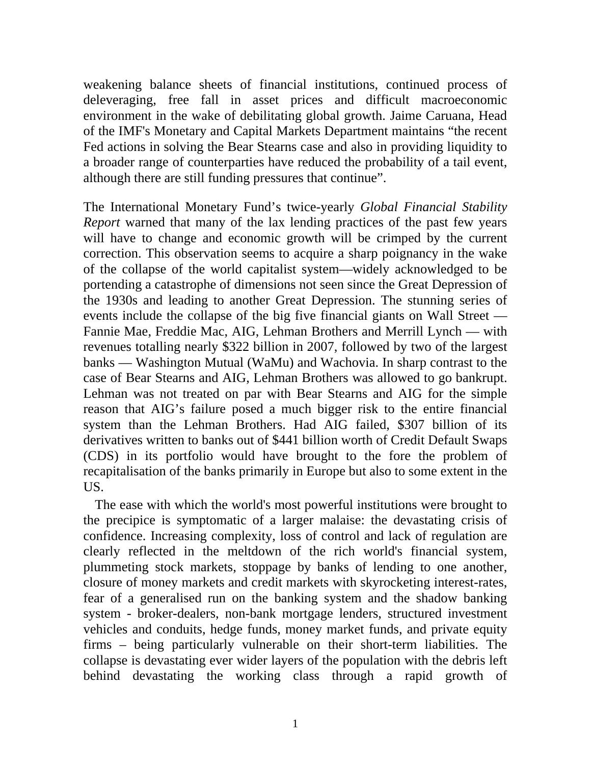weakening balance sheets of financial institutions, continued process of deleveraging, free fall in asset prices and difficult macroeconomic environment in the wake of debilitating global growth. Jaime Caruana, Head of the IMF's Monetary and Capital Markets Department maintains "the recent Fed actions in solving the Bear Stearns case and also in providing liquidity to a broader range of counterparties have reduced the probability of a tail event, although there are still funding pressures that continue".

The International Monetary Fund's twice-yearly *Global Financial Stability Report* warned that many of the lax lending practices of the past few years will have to change and economic growth will be crimped by the current correction. This observation seems to acquire a sharp poignancy in the wake of the collapse of the world capitalist system—widely acknowledged to be portending a catastrophe of dimensions not seen since the Great Depression of the 1930s and leading to another Great Depression. The stunning series of events include the collapse of the big five financial giants on Wall Street — Fannie Mae, Freddie Mac, AIG, Lehman Brothers and Merrill Lynch — with revenues totalling nearly $322 billion in 2007, followed by two of the largest banks — Washington Mutual (WaMu) and Wachovia. In sharp contrast to the case of Bear Stearns and AIG, Lehman Brothers was allowed to go bankrupt. Lehman was not treated on par with Bear Stearns and AIG for the simple reason that AIG's failure posed a much bigger risk to the entire financial system than the Lehman Brothers. Had AIG failed, $307 billion of its derivatives written to banks out of $441 billion worth of Credit Default Swaps (CDS) in its portfolio would have brought to the fore the problem of recapitalisation of the banks primarily in Europe but also to some extent in the US.

The ease with which the world's most powerful institutions were brought to the precipice is symptomatic of a larger malaise: the devastating crisis of confidence. Increasing complexity, loss of control and lack of regulation are clearly reflected in the meltdown of the rich world's financial system, plummeting stock markets, stoppage by banks of lending to one another, closure of money markets and credit markets with skyrocketing interest-rates, fear of a generalised run on the banking system and the shadow banking system - broker-dealers, non-bank mortgage lenders, structured investment vehicles and conduits, hedge funds, money market funds, and private equity firms – being particularly vulnerable on their short-term liabilities. The collapse is devastating ever wider layers of the population with the debris left behind devastating the working class through a rapid growth of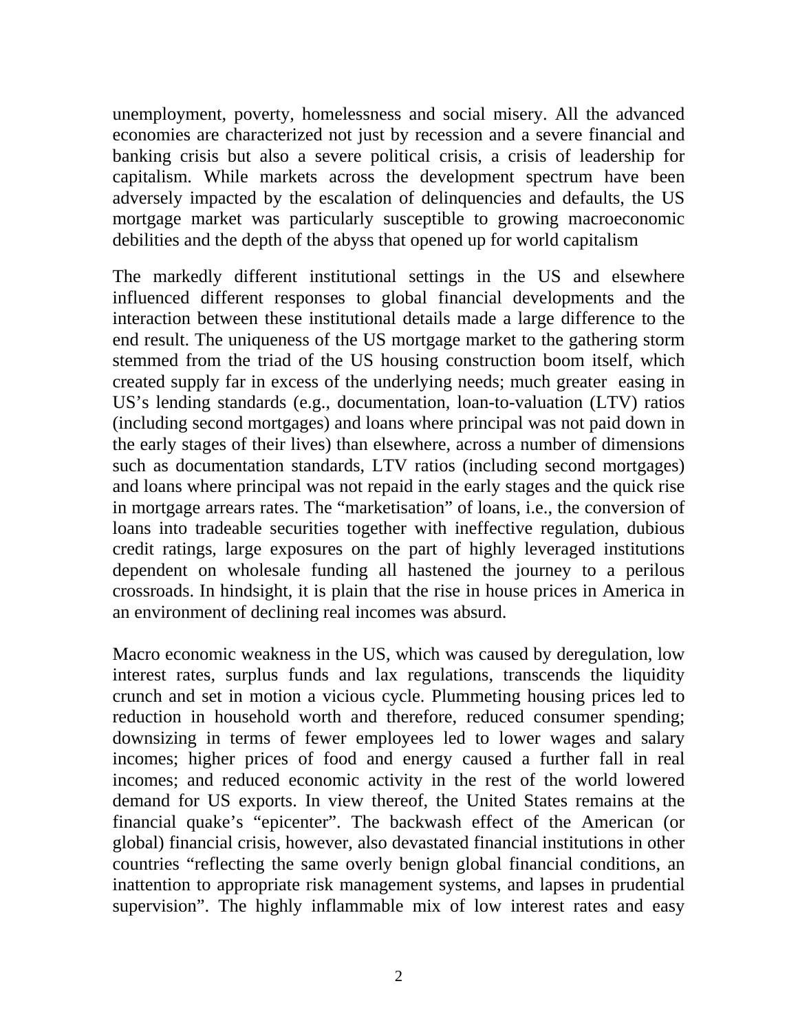unemployment, poverty, homelessness and social misery. All the advanced economies are characterized not just by recession and a severe financial and banking crisis but also a severe political crisis, a crisis of leadership for capitalism. While markets across the development spectrum have been adversely impacted by the escalation of delinquencies and defaults, the US mortgage market was particularly susceptible to growing macroeconomic debilities and the depth of the abyss that opened up for world capitalism

The markedly different institutional settings in the US and elsewhere influenced different responses to global financial developments and the interaction between these institutional details made a large difference to the end result. The uniqueness of the US mortgage market to the gathering storm stemmed from the triad of the US housing construction boom itself, which created supply far in excess of the underlying needs; much greater easing in US's lending standards (e.g., documentation, loan-to-valuation (LTV) ratios (including second mortgages) and loans where principal was not paid down in the early stages of their lives) than elsewhere, across a number of dimensions such as documentation standards, LTV ratios (including second mortgages) and loans where principal was not repaid in the early stages and the quick rise in mortgage arrears rates. The "marketisation" of loans, i.e., the conversion of loans into tradeable securities together with ineffective regulation, dubious credit ratings, large exposures on the part of highly leveraged institutions dependent on wholesale funding all hastened the journey to a perilous crossroads. In hindsight, it is plain that the rise in house prices in America in an environment of declining real incomes was absurd.

Macro economic weakness in the US, which was caused by deregulation, low interest rates, surplus funds and lax regulations, transcends the liquidity crunch and set in motion a vicious cycle. Plummeting housing prices led to reduction in household worth and therefore, reduced consumer spending; downsizing in terms of fewer employees led to lower wages and salary incomes; higher prices of food and energy caused a further fall in real incomes; and reduced economic activity in the rest of the world lowered demand for US exports. In view thereof, the United States remains at the financial quake's "epicenter". The backwash effect of the American (or global) financial crisis, however, also devastated financial institutions in other countries "reflecting the same overly benign global financial conditions, an inattention to appropriate risk management systems, and lapses in prudential supervision". The highly inflammable mix of low interest rates and easy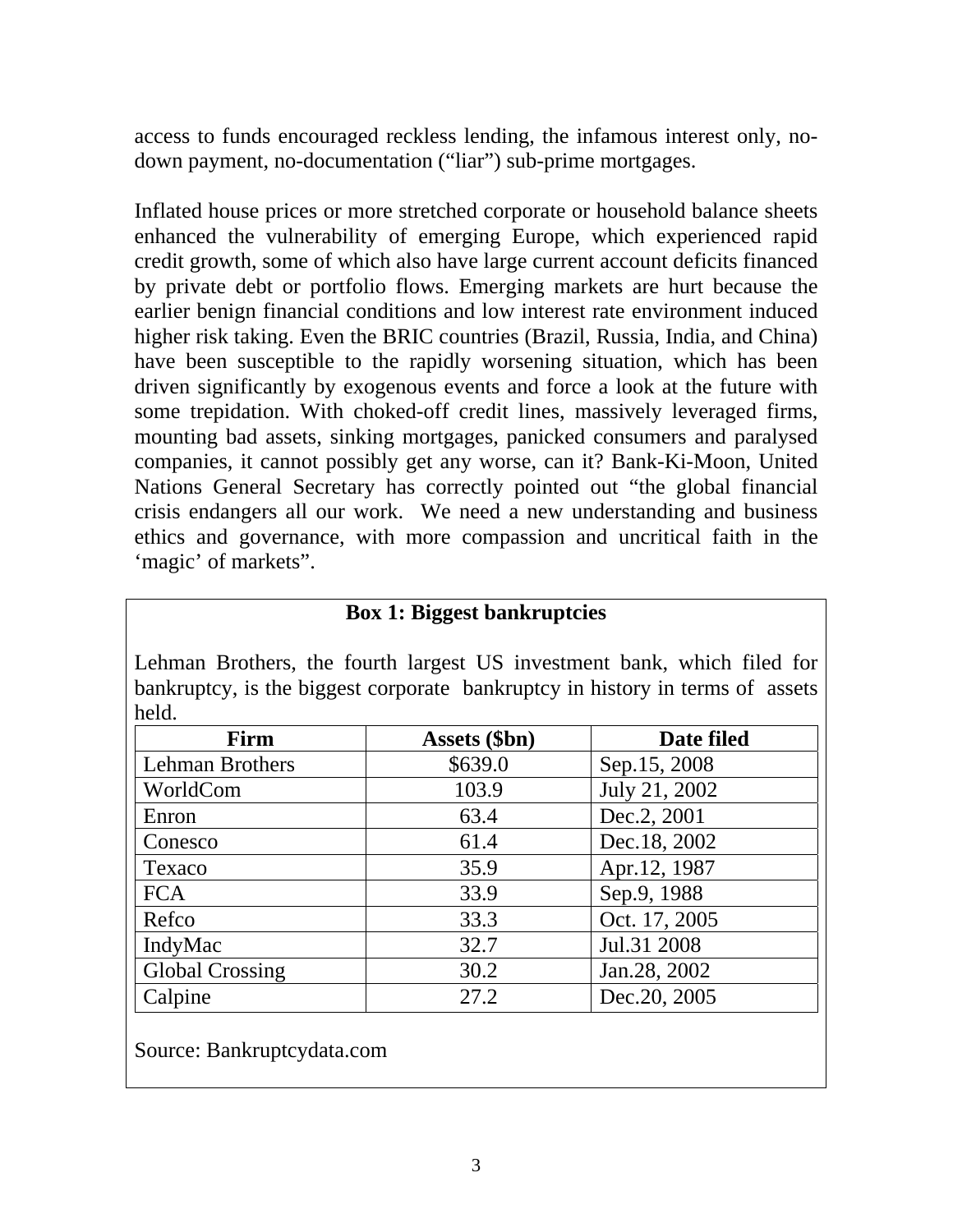access to funds encouraged reckless lending, the infamous interest only, no-down payment, no-documentation (“liar”) sub-prime mortgages.

Inflated house prices or more stretched corporate or household balance sheets enhanced the vulnerability of emerging Europe, which experienced rapid credit growth, some of which also have large current account deficits financed by private debt or portfolio flows. Emerging markets are hurt because the earlier benign financial conditions and low interest rate environment induced higher risk taking. Even the BRIC countries (Brazil, Russia, India, and China) have been susceptible to the rapidly worsening situation, which has been driven significantly by exogenous events and force a look at the future with some trepidation. With choked-off credit lines, massively leveraged firms, mounting bad assets, sinking mortgages, panicked consumers and paralysed companies, it cannot possibly get any worse, can it? Bank-Ki-Moon, United Nations General Secretary has correctly pointed out “the global financial crisis endangers all our work. We need a new understanding and business ethics and governance, with more compassion and uncritical faith in the ‘magic’ of markets”.

**Box 1: Biggest bankruptcies**

Lehman Brothers, the fourth largest US investment bank, which filed for bankruptcy, is the biggest corporate bankruptcy in history in terms of assets held.

| Firm | Assets ($bn) | Date filed |
|---|---|---|
| Lehman Brothers | $639.0 | Sep.15, 2008 |
| WorldCom | 103.9 | July 21, 2002 |
| Enron | 63.4 | Dec.2, 2001 |
| Conesco | 61.4 | Dec.18, 2002 |
| Texaco | 35.9 | Apr.12, 1987 |
| FCA | 33.9 | Sep.9, 1988 |
| Refco | 33.3 | Oct. 17, 2005 |
| IndyMac | 32.7 | Jul.31 2008 |
| Global Crossing | 30.2 | Jan.28, 2002 |
| Calpine | 27.2 | Dec.20, 2005 |

Source: Bankruptcydata.com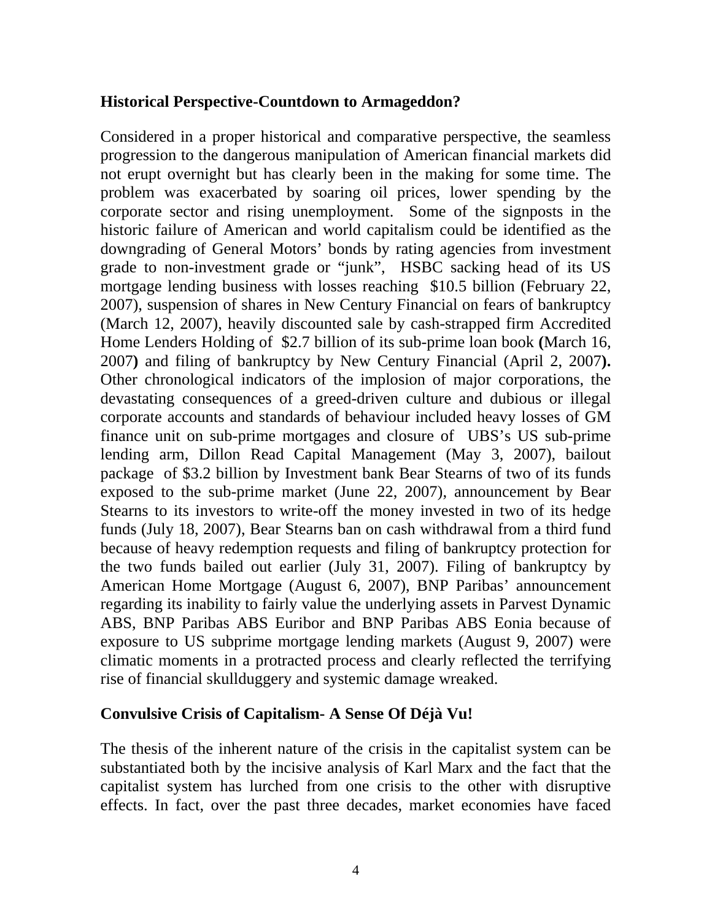**Historical Perspective-Countdown to Armageddon?**

Considered in a proper historical and comparative perspective, the seamless progression to the dangerous manipulation of American financial markets did not erupt overnight but has clearly been in the making for some time. The problem was exacerbated by soaring oil prices, lower spending by the corporate sector and rising unemployment. Some of the signposts in the historic failure of American and world capitalism could be identified as the downgrading of General Motors' bonds by rating agencies from investment grade to non-investment grade or "junk", HSBC sacking head of its US mortgage lending business with losses reaching $10.5 billion (February 22, 2007), suspension of shares in New Century Financial on fears of bankruptcy (March 12, 2007), heavily discounted sale by cash-strapped firm Accredited Home Lenders Holding of $2.7 billion of its sub-prime loan book **(**March 16, 2007**)** and filing of bankruptcy by New Century Financial (April 2, 2007**).** Other chronological indicators of the implosion of major corporations, the devastating consequences of a greed-driven culture and dubious or illegal corporate accounts and standards of behaviour included heavy losses of GM finance unit on sub-prime mortgages and closure of UBS's US sub-prime lending arm, Dillon Read Capital Management (May 3, 2007), bailout package of $3.2 billion by Investment bank Bear Stearns of two of its funds exposed to the sub-prime market (June 22, 2007), announcement by Bear Stearns to its investors to write-off the money invested in two of its hedge funds (July 18, 2007), Bear Stearns ban on cash withdrawal from a third fund because of heavy redemption requests and filing of bankruptcy protection for the two funds bailed out earlier (July 31, 2007). Filing of bankruptcy by American Home Mortgage (August 6, 2007), BNP Paribas' announcement regarding its inability to fairly value the underlying assets in Parvest Dynamic ABS, BNP Paribas ABS Euribor and BNP Paribas ABS Eonia because of exposure to US subprime mortgage lending markets (August 9, 2007) were climatic moments in a protracted process and clearly reflected the terrifying rise of financial skullduggery and systemic damage wreaked.

**Convulsive Crisis of Capitalism- A Sense Of Déjà Vu!**

The thesis of the inherent nature of the crisis in the capitalist system can be substantiated both by the incisive analysis of Karl Marx and the fact that the capitalist system has lurched from one crisis to the other with disruptive effects. In fact, over the past three decades, market economies have faced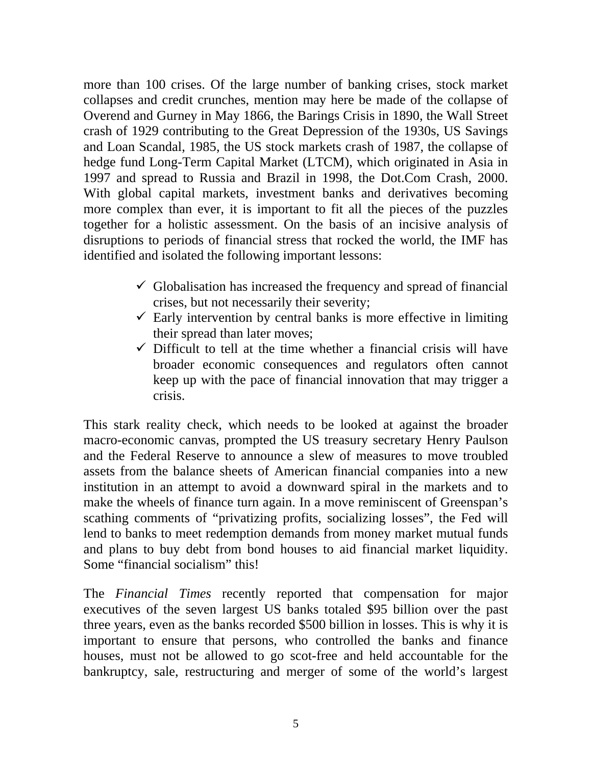more than 100 crises. Of the large number of banking crises, stock market collapses and credit crunches, mention may here be made of the collapse of Overend and Gurney in May 1866, the Barings Crisis in 1890, the Wall Street crash of 1929 contributing to the Great Depression of the 1930s, US Savings and Loan Scandal, 1985, the US stock markets crash of 1987, the collapse of hedge fund Long-Term Capital Market (LTCM), which originated in Asia in 1997 and spread to Russia and Brazil in 1998, the Dot.Com Crash, 2000. With global capital markets, investment banks and derivatives becoming more complex than ever, it is important to fit all the pieces of the puzzles together for a holistic assessment. On the basis of an incisive analysis of disruptions to periods of financial stress that rocked the world, the IMF has identified and isolated the following important lessons:

- ✓ Globalisation has increased the frequency and spread of financial crises, but not necessarily their severity;
- ✓ Early intervention by central banks is more effective in limiting their spread than later moves;
- ✓ Difficult to tell at the time whether a financial crisis will have broader economic consequences and regulators often cannot keep up with the pace of financial innovation that may trigger a crisis.

This stark reality check, which needs to be looked at against the broader macro-economic canvas, prompted the US treasury secretary Henry Paulson and the Federal Reserve to announce a slew of measures to move troubled assets from the balance sheets of American financial companies into a new institution in an attempt to avoid a downward spiral in the markets and to make the wheels of finance turn again. In a move reminiscent of Greenspan's scathing comments of "privatizing profits, socializing losses", the Fed will lend to banks to meet redemption demands from money market mutual funds and plans to buy debt from bond houses to aid financial market liquidity. Some "financial socialism" this!

The *Financial Times* recently reported that compensation for major executives of the seven largest US banks totaled $95 billion over the past three years, even as the banks recorded $500 billion in losses. This is why it is important to ensure that persons, who controlled the banks and finance houses, must not be allowed to go scot-free and held accountable for the bankruptcy, sale, restructuring and merger of some of the world's largest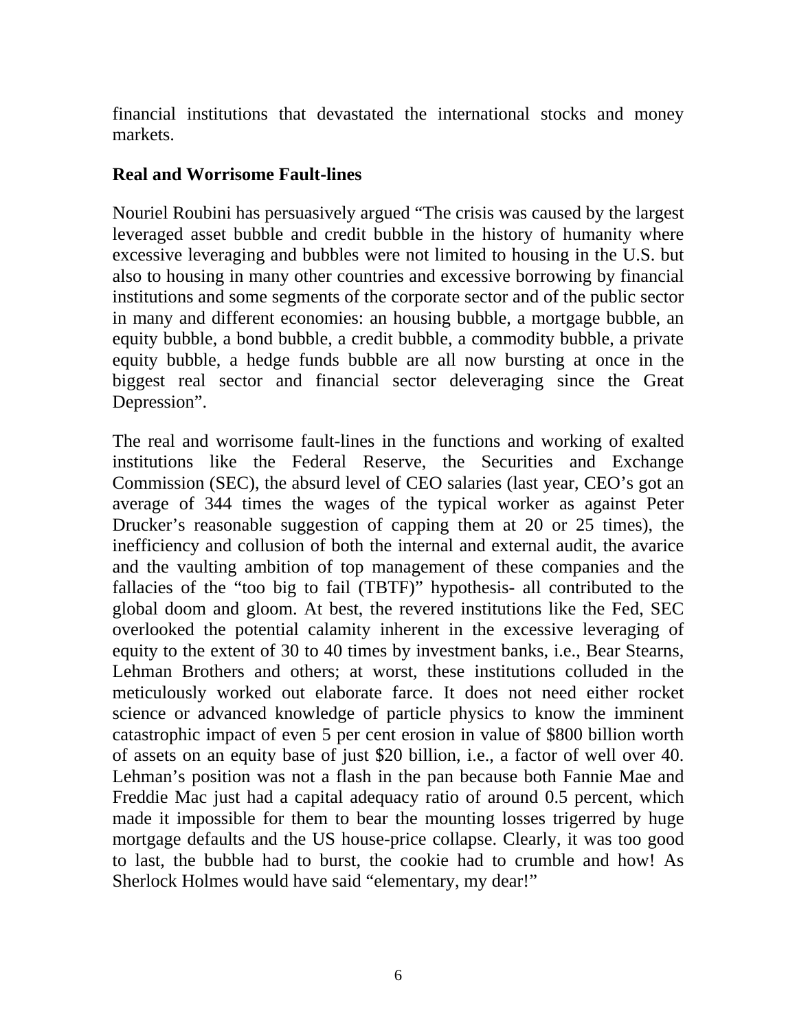financial institutions that devastated the international stocks and money markets.

## Real and Worrisome Fault-lines

Nouriel Roubini has persuasively argued "The crisis was caused by the largest leveraged asset bubble and credit bubble in the history of humanity where excessive leveraging and bubbles were not limited to housing in the U.S. but also to housing in many other countries and excessive borrowing by financial institutions and some segments of the corporate sector and of the public sector in many and different economies: an housing bubble, a mortgage bubble, an equity bubble, a bond bubble, a credit bubble, a commodity bubble, a private equity bubble, a hedge funds bubble are all now bursting at once in the biggest real sector and financial sector deleveraging since the Great Depression".

The real and worrisome fault-lines in the functions and working of exalted institutions like the Federal Reserve, the Securities and Exchange Commission (SEC), the absurd level of CEO salaries (last year, CEO's got an average of 344 times the wages of the typical worker as against Peter Drucker's reasonable suggestion of capping them at 20 or 25 times), the inefficiency and collusion of both the internal and external audit, the avarice and the vaulting ambition of top management of these companies and the fallacies of the "too big to fail (TBTF)" hypothesis- all contributed to the global doom and gloom. At best, the revered institutions like the Fed, SEC overlooked the potential calamity inherent in the excessive leveraging of equity to the extent of 30 to 40 times by investment banks, i.e., Bear Stearns, Lehman Brothers and others; at worst, these institutions colluded in the meticulously worked out elaborate farce. It does not need either rocket science or advanced knowledge of particle physics to know the imminent catastrophic impact of even 5 per cent erosion in value of $800 billion worth of assets on an equity base of just $20 billion, i.e., a factor of well over 40. Lehman's position was not a flash in the pan because both Fannie Mae and Freddie Mac just had a capital adequacy ratio of around 0.5 percent, which made it impossible for them to bear the mounting losses trigerred by huge mortgage defaults and the US house-price collapse. Clearly, it was too good to last, the bubble had to burst, the cookie had to crumble and how! As Sherlock Holmes would have said "elementary, my dear!"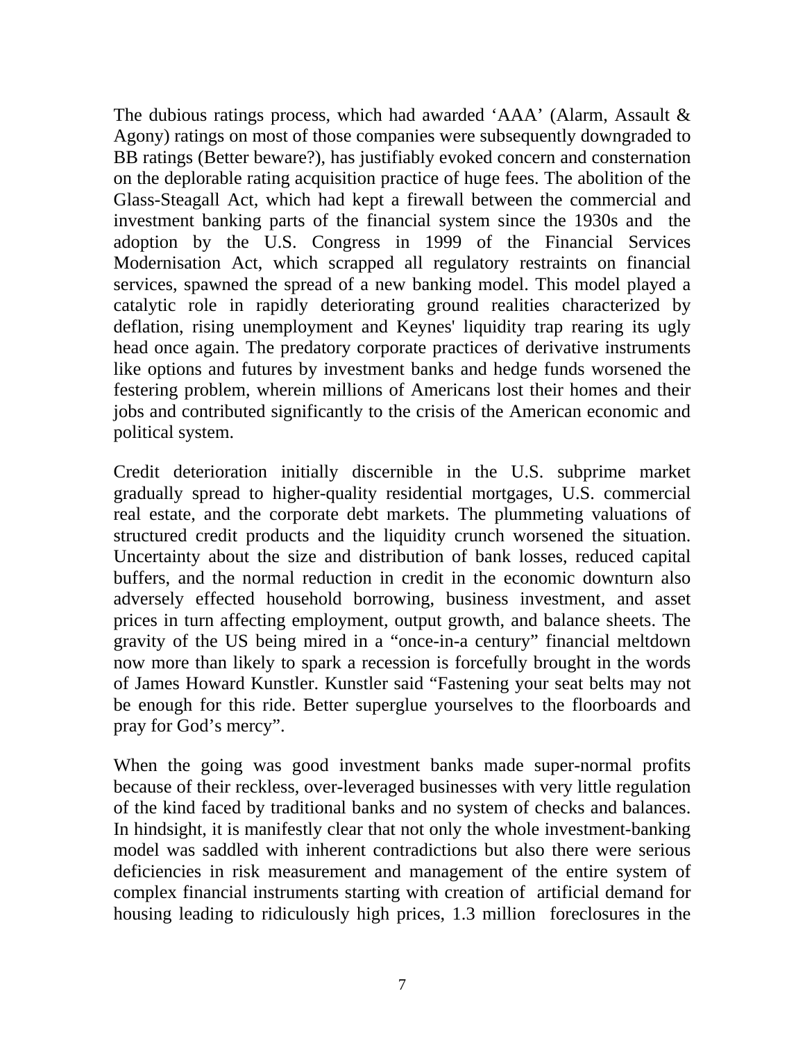The dubious ratings process, which had awarded 'AAA' (Alarm, Assault & Agony) ratings on most of those companies were subsequently downgraded to BB ratings (Better beware?), has justifiably evoked concern and consternation on the deplorable rating acquisition practice of huge fees. The abolition of the Glass-Steagall Act, which had kept a firewall between the commercial and investment banking parts of the financial system since the 1930s and the adoption by the U.S. Congress in 1999 of the Financial Services Modernisation Act, which scrapped all regulatory restraints on financial services, spawned the spread of a new banking model. This model played a catalytic role in rapidly deteriorating ground realities characterized by deflation, rising unemployment and Keynes' liquidity trap rearing its ugly head once again. The predatory corporate practices of derivative instruments like options and futures by investment banks and hedge funds worsened the festering problem, wherein millions of Americans lost their homes and their jobs and contributed significantly to the crisis of the American economic and political system.

Credit deterioration initially discernible in the U.S. subprime market gradually spread to higher-quality residential mortgages, U.S. commercial real estate, and the corporate debt markets. The plummeting valuations of structured credit products and the liquidity crunch worsened the situation. Uncertainty about the size and distribution of bank losses, reduced capital buffers, and the normal reduction in credit in the economic downturn also adversely effected household borrowing, business investment, and asset prices in turn affecting employment, output growth, and balance sheets. The gravity of the US being mired in a "once-in-a century" financial meltdown now more than likely to spark a recession is forcefully brought in the words of James Howard Kunstler. Kunstler said "Fastening your seat belts may not be enough for this ride. Better superglue yourselves to the floorboards and pray for God's mercy".

When the going was good investment banks made super-normal profits because of their reckless, over-leveraged businesses with very little regulation of the kind faced by traditional banks and no system of checks and balances. In hindsight, it is manifestly clear that not only the whole investment-banking model was saddled with inherent contradictions but also there were serious deficiencies in risk measurement and management of the entire system of complex financial instruments starting with creation of artificial demand for housing leading to ridiculously high prices, 1.3 million foreclosures in the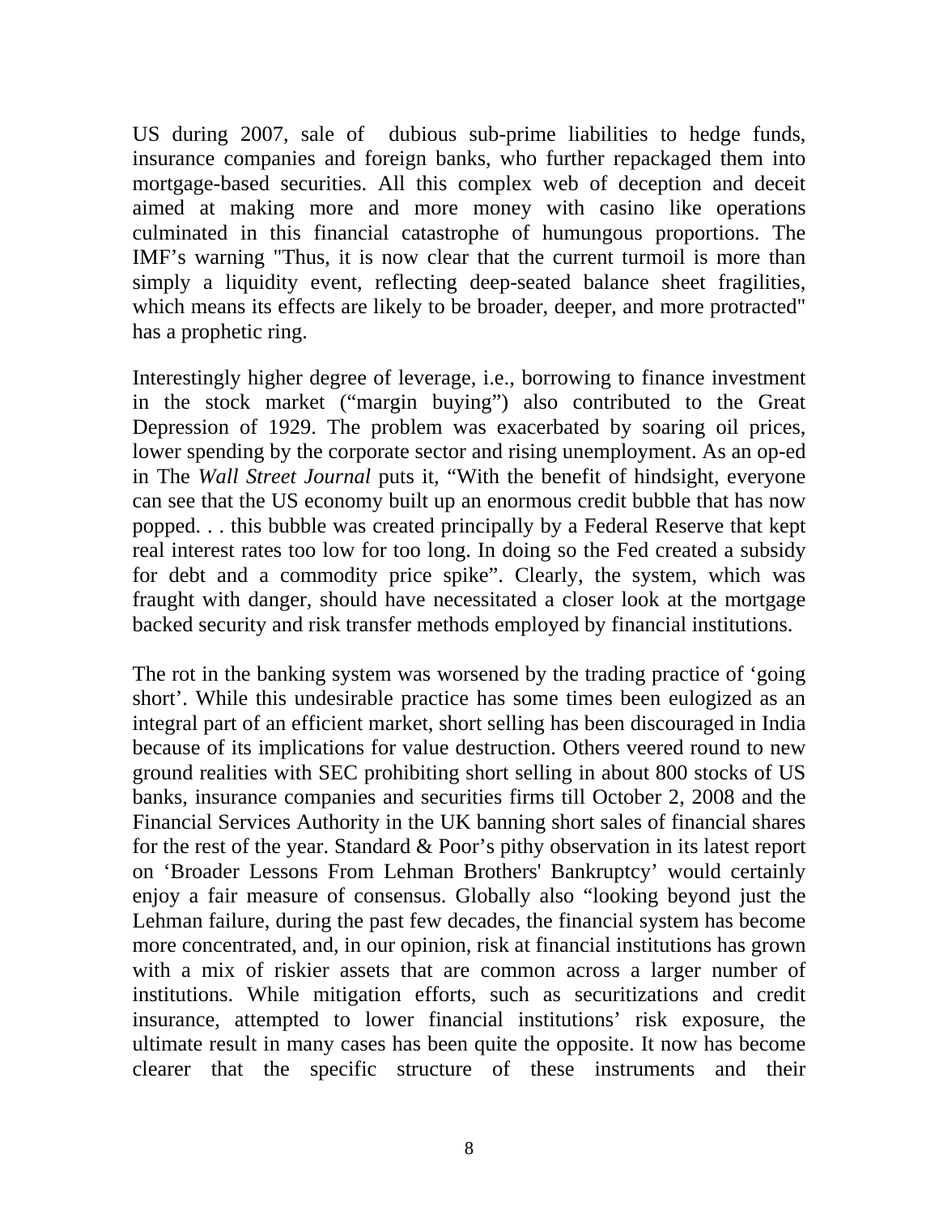US during 2007, sale of dubious sub-prime liabilities to hedge funds, insurance companies and foreign banks, who further repackaged them into mortgage-based securities. All this complex web of deception and deceit aimed at making more and more money with casino like operations culminated in this financial catastrophe of humungous proportions. The IMF's warning "Thus, it is now clear that the current turmoil is more than simply a liquidity event, reflecting deep-seated balance sheet fragilities, which means its effects are likely to be broader, deeper, and more protracted" has a prophetic ring.

Interestingly higher degree of leverage, i.e., borrowing to finance investment in the stock market ("margin buying") also contributed to the Great Depression of 1929. The problem was exacerbated by soaring oil prices, lower spending by the corporate sector and rising unemployment. As an op-ed in The *Wall Street Journal* puts it, "With the benefit of hindsight, everyone can see that the US economy built up an enormous credit bubble that has now popped. . . this bubble was created principally by a Federal Reserve that kept real interest rates too low for too long. In doing so the Fed created a subsidy for debt and a commodity price spike". Clearly, the system, which was fraught with danger, should have necessitated a closer look at the mortgage backed security and risk transfer methods employed by financial institutions.

The rot in the banking system was worsened by the trading practice of 'going short'. While this undesirable practice has some times been eulogized as an integral part of an efficient market, short selling has been discouraged in India because of its implications for value destruction. Others veered round to new ground realities with SEC prohibiting short selling in about 800 stocks of US banks, insurance companies and securities firms till October 2, 2008 and the Financial Services Authority in the UK banning short sales of financial shares for the rest of the year. Standard & Poor's pithy observation in its latest report on 'Broader Lessons From Lehman Brothers' Bankruptcy' would certainly enjoy a fair measure of consensus. Globally also "looking beyond just the Lehman failure, during the past few decades, the financial system has become more concentrated, and, in our opinion, risk at financial institutions has grown with a mix of riskier assets that are common across a larger number of institutions. While mitigation efforts, such as securitizations and credit insurance, attempted to lower financial institutions' risk exposure, the ultimate result in many cases has been quite the opposite. It now has become clearer that the specific structure of these instruments and their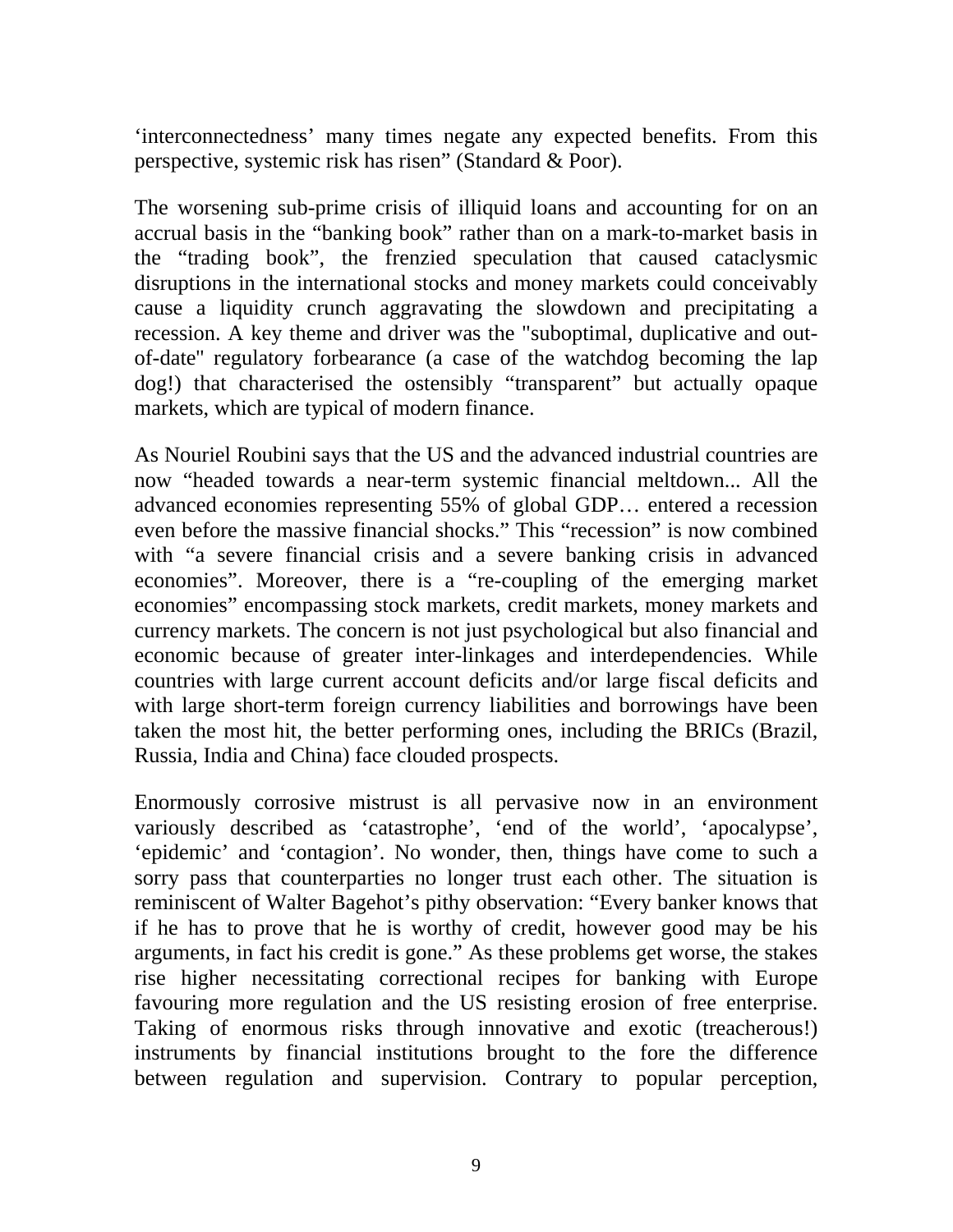‘interconnectedness’ many times negate any expected benefits. From this perspective, systemic risk has risen” (Standard & Poor).

The worsening sub-prime crisis of illiquid loans and accounting for on an accrual basis in the “banking book” rather than on a mark-to-market basis in the “trading book”, the frenzied speculation that caused cataclysmic disruptions in the international stocks and money markets could conceivably cause a liquidity crunch aggravating the slowdown and precipitating a recession. A key theme and driver was the "suboptimal, duplicative and out-of-date" regulatory forbearance (a case of the watchdog becoming the lap dog!) that characterised the ostensibly “transparent” but actually opaque markets, which are typical of modern finance.

As Nouriel Roubini says that the US and the advanced industrial countries are now “headed towards a near-term systemic financial meltdown... All the advanced economies representing 55% of global GDP… entered a recession even before the massive financial shocks.” This “recession” is now combined with “a severe financial crisis and a severe banking crisis in advanced economies”. Moreover, there is a “re-coupling of the emerging market economies” encompassing stock markets, credit markets, money markets and currency markets. The concern is not just psychological but also financial and economic because of greater inter-linkages and interdependencies. While countries with large current account deficits and/or large fiscal deficits and with large short-term foreign currency liabilities and borrowings have been taken the most hit, the better performing ones, including the BRICs (Brazil, Russia, India and China) face clouded prospects.

Enormously corrosive mistrust is all pervasive now in an environment variously described as ‘catastrophe’, ‘end of the world’, ‘apocalypse’, ‘epidemic’ and ‘contagion’. No wonder, then, things have come to such a sorry pass that counterparties no longer trust each other. The situation is reminiscent of Walter Bagehot’s pithy observation: “Every banker knows that if he has to prove that he is worthy of credit, however good may be his arguments, in fact his credit is gone.” As these problems get worse, the stakes rise higher necessitating correctional recipes for banking with Europe favouring more regulation and the US resisting erosion of free enterprise. Taking of enormous risks through innovative and exotic (treacherous!) instruments by financial institutions brought to the fore the difference between regulation and supervision. Contrary to popular perception,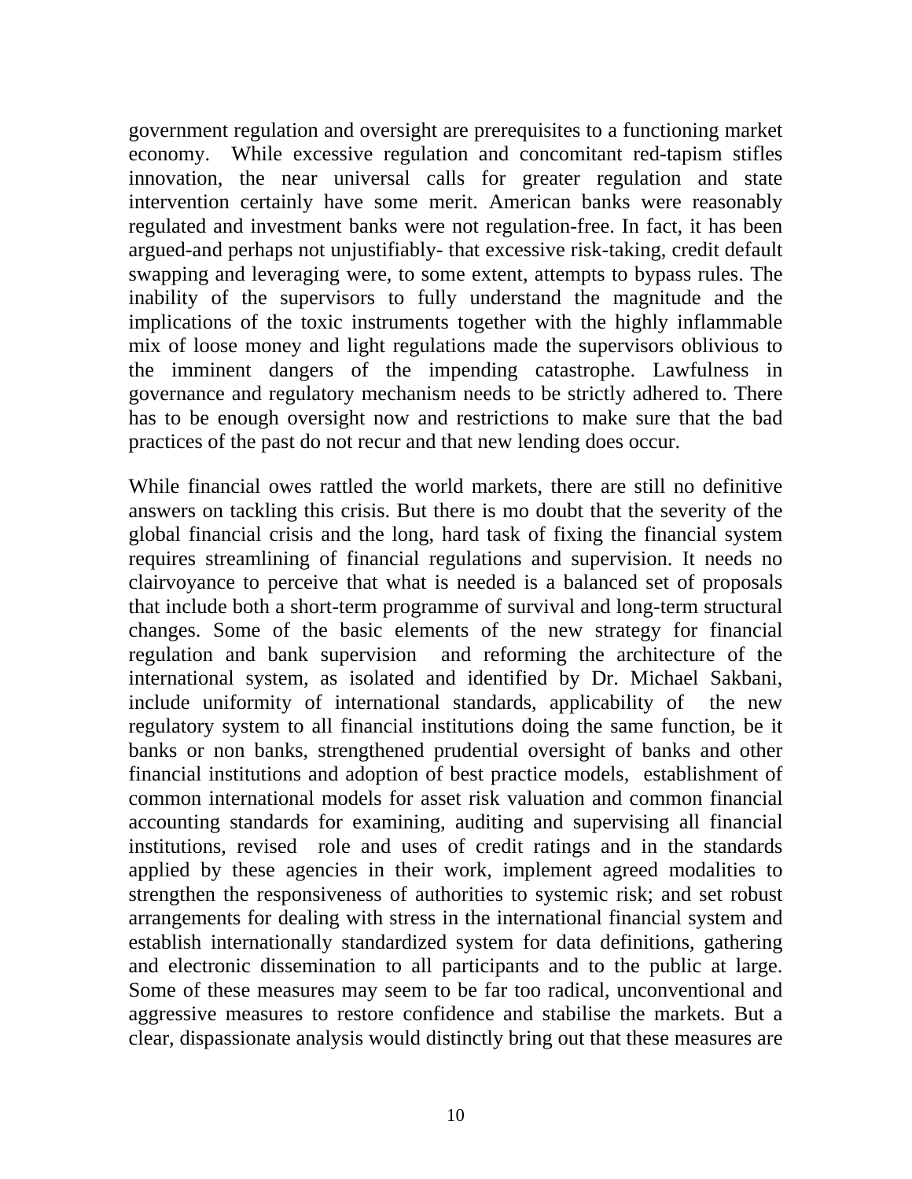government regulation and oversight are prerequisites to a functioning market economy. While excessive regulation and concomitant red-tapism stifles innovation, the near universal calls for greater regulation and state intervention certainly have some merit. American banks were reasonably regulated and investment banks were not regulation-free. In fact, it has been argued-and perhaps not unjustifiably- that excessive risk-taking, credit default swapping and leveraging were, to some extent, attempts to bypass rules. The inability of the supervisors to fully understand the magnitude and the implications of the toxic instruments together with the highly inflammable mix of loose money and light regulations made the supervisors oblivious to the imminent dangers of the impending catastrophe. Lawfulness in governance and regulatory mechanism needs to be strictly adhered to. There has to be enough oversight now and restrictions to make sure that the bad practices of the past do not recur and that new lending does occur.

While financial owes rattled the world markets, there are still no definitive answers on tackling this crisis. But there is mo doubt that the severity of the global financial crisis and the long, hard task of fixing the financial system requires streamlining of financial regulations and supervision. It needs no clairvoyance to perceive that what is needed is a balanced set of proposals that include both a short-term programme of survival and long-term structural changes. Some of the basic elements of the new strategy for financial regulation and bank supervision and reforming the architecture of the international system, as isolated and identified by Dr. Michael Sakbani, include uniformity of international standards, applicability of the new regulatory system to all financial institutions doing the same function, be it banks or non banks, strengthened prudential oversight of banks and other financial institutions and adoption of best practice models, establishment of common international models for asset risk valuation and common financial accounting standards for examining, auditing and supervising all financial institutions, revised role and uses of credit ratings and in the standards applied by these agencies in their work, implement agreed modalities to strengthen the responsiveness of authorities to systemic risk; and set robust arrangements for dealing with stress in the international financial system and establish internationally standardized system for data definitions, gathering and electronic dissemination to all participants and to the public at large. Some of these measures may seem to be far too radical, unconventional and aggressive measures to restore confidence and stabilise the markets. But a clear, dispassionate analysis would distinctly bring out that these measures are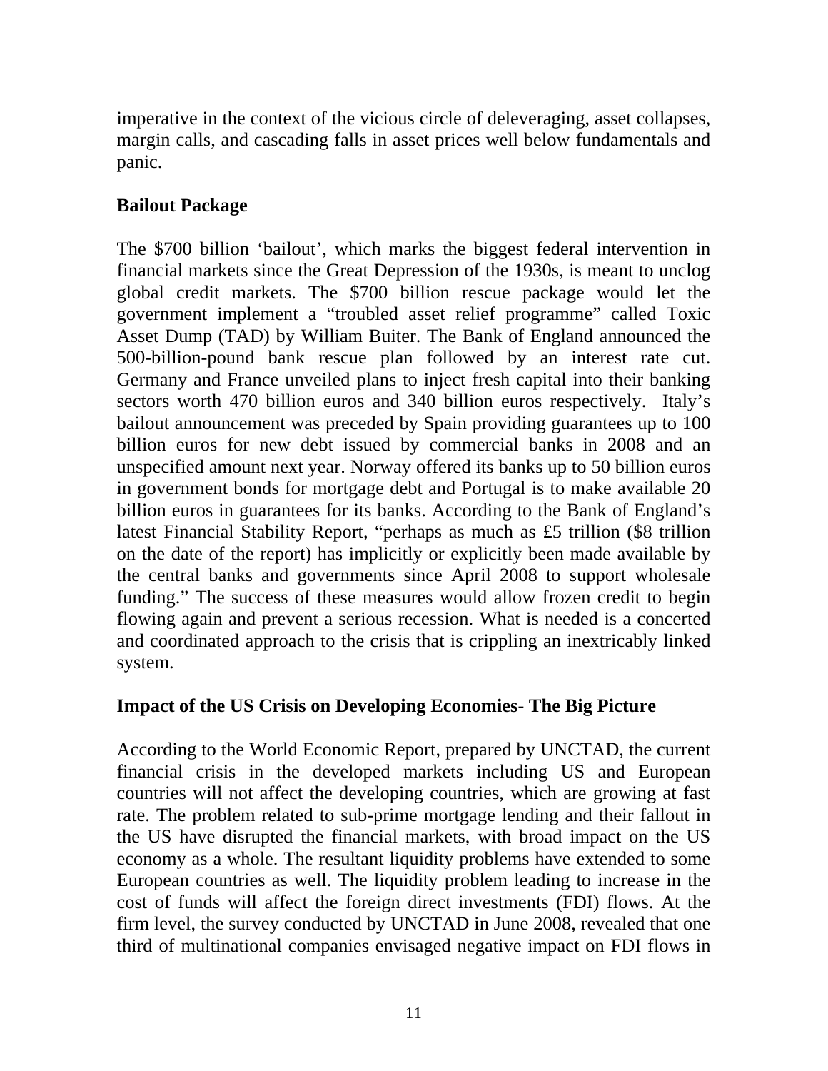imperative in the context of the vicious circle of deleveraging, asset collapses, margin calls, and cascading falls in asset prices well below fundamentals and panic.

**Bailout Package**

The $700 billion 'bailout', which marks the biggest federal intervention in financial markets since the Great Depression of the 1930s, is meant to unclog global credit markets. The $700 billion rescue package would let the government implement a "troubled asset relief programme" called Toxic Asset Dump (TAD) by William Buiter. The Bank of England announced the 500-billion-pound bank rescue plan followed by an interest rate cut. Germany and France unveiled plans to inject fresh capital into their banking sectors worth 470 billion euros and 340 billion euros respectively. Italy's bailout announcement was preceded by Spain providing guarantees up to 100 billion euros for new debt issued by commercial banks in 2008 and an unspecified amount next year. Norway offered its banks up to 50 billion euros in government bonds for mortgage debt and Portugal is to make available 20 billion euros in guarantees for its banks. According to the Bank of England's latest Financial Stability Report, "perhaps as much as £5 trillion ($8 trillion on the date of the report) has implicitly or explicitly been made available by the central banks and governments since April 2008 to support wholesale funding." The success of these measures would allow frozen credit to begin flowing again and prevent a serious recession. What is needed is a concerted and coordinated approach to the crisis that is crippling an inextricably linked system.

**Impact of the US Crisis on Developing Economies- The Big Picture**

According to the World Economic Report, prepared by UNCTAD, the current financial crisis in the developed markets including US and European countries will not affect the developing countries, which are growing at fast rate. The problem related to sub-prime mortgage lending and their fallout in the US have disrupted the financial markets, with broad impact on the US economy as a whole. The resultant liquidity problems have extended to some European countries as well. The liquidity problem leading to increase in the cost of funds will affect the foreign direct investments (FDI) flows. At the firm level, the survey conducted by UNCTAD in June 2008, revealed that one third of multinational companies envisaged negative impact on FDI flows in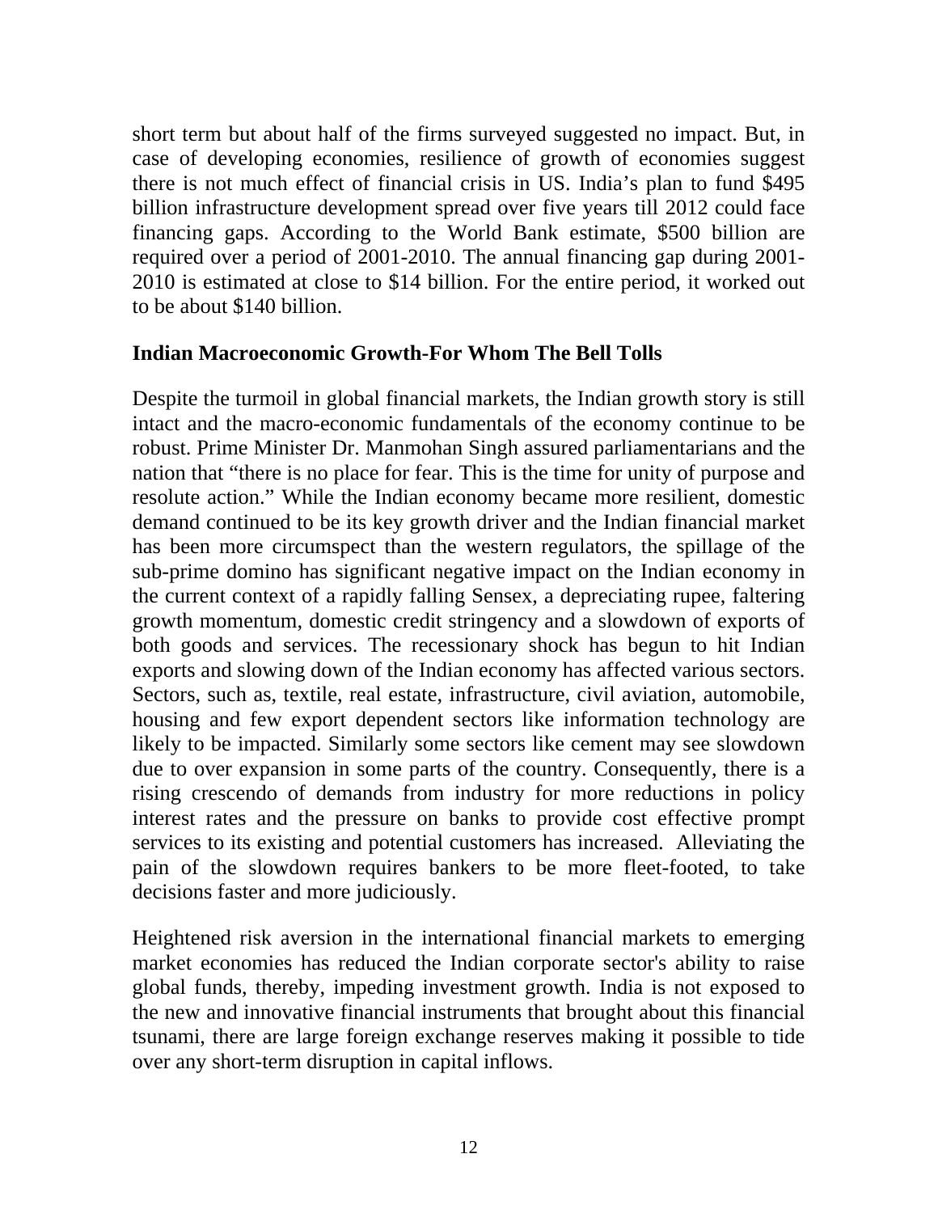short term but about half of the firms surveyed suggested no impact. But, in case of developing economies, resilience of growth of economies suggest there is not much effect of financial crisis in US. India's plan to fund $495 billion infrastructure development spread over five years till 2012 could face financing gaps. According to the World Bank estimate, $500 billion are required over a period of 2001-2010. The annual financing gap during 2001-2010 is estimated at close to $14 billion. For the entire period, it worked out to be about $140 billion.

**Indian Macroeconomic Growth-For Whom The Bell Tolls**

Despite the turmoil in global financial markets, the Indian growth story is still intact and the macro-economic fundamentals of the economy continue to be robust. Prime Minister Dr. Manmohan Singh assured parliamentarians and the nation that "there is no place for fear. This is the time for unity of purpose and resolute action." While the Indian economy became more resilient, domestic demand continued to be its key growth driver and the Indian financial market has been more circumspect than the western regulators, the spillage of the sub-prime domino has significant negative impact on the Indian economy in the current context of a rapidly falling Sensex, a depreciating rupee, faltering growth momentum, domestic credit stringency and a slowdown of exports of both goods and services. The recessionary shock has begun to hit Indian exports and slowing down of the Indian economy has affected various sectors. Sectors, such as, textile, real estate, infrastructure, civil aviation, automobile, housing and few export dependent sectors like information technology are likely to be impacted. Similarly some sectors like cement may see slowdown due to over expansion in some parts of the country. Consequently, there is a rising crescendo of demands from industry for more reductions in policy interest rates and the pressure on banks to provide cost effective prompt services to its existing and potential customers has increased. Alleviating the pain of the slowdown requires bankers to be more fleet-footed, to take decisions faster and more judiciously.

Heightened risk aversion in the international financial markets to emerging market economies has reduced the Indian corporate sector's ability to raise global funds, thereby, impeding investment growth. India is not exposed to the new and innovative financial instruments that brought about this financial tsunami, there are large foreign exchange reserves making it possible to tide over any short-term disruption in capital inflows.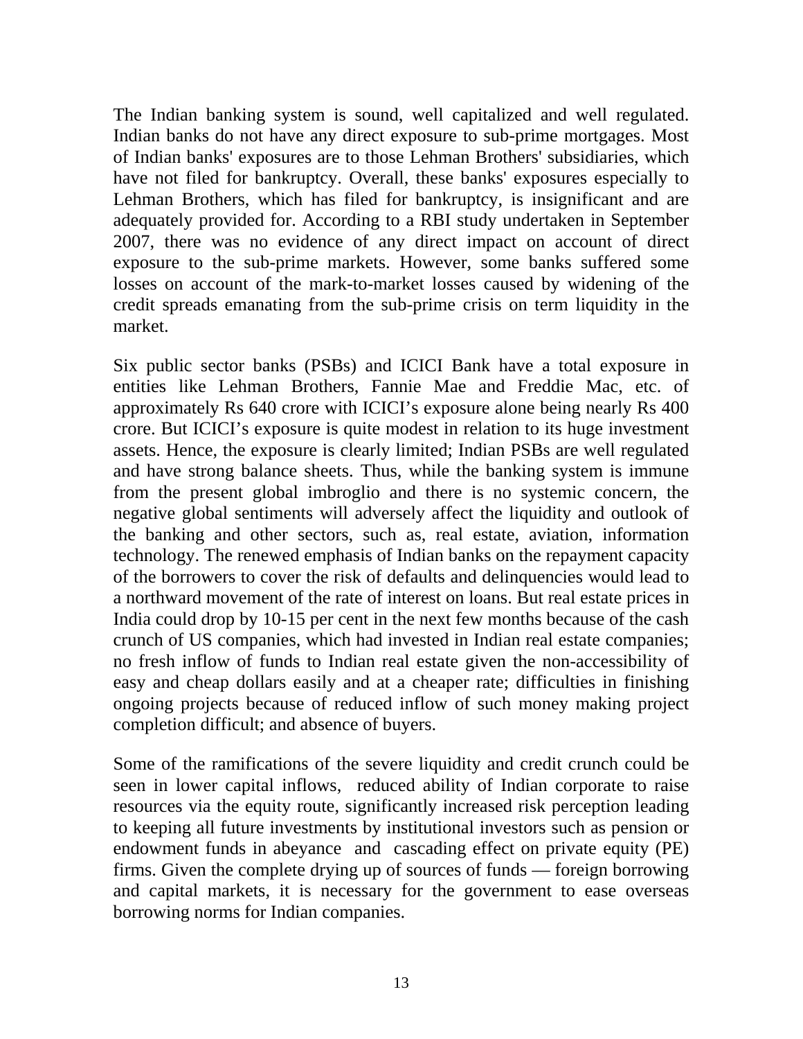The Indian banking system is sound, well capitalized and well regulated. Indian banks do not have any direct exposure to sub-prime mortgages. Most of Indian banks' exposures are to those Lehman Brothers' subsidiaries, which have not filed for bankruptcy. Overall, these banks' exposures especially to Lehman Brothers, which has filed for bankruptcy, is insignificant and are adequately provided for. According to a RBI study undertaken in September 2007, there was no evidence of any direct impact on account of direct exposure to the sub-prime markets. However, some banks suffered some losses on account of the mark-to-market losses caused by widening of the credit spreads emanating from the sub-prime crisis on term liquidity in the market.

Six public sector banks (PSBs) and ICICI Bank have a total exposure in entities like Lehman Brothers, Fannie Mae and Freddie Mac, etc. of approximately Rs 640 crore with ICICI's exposure alone being nearly Rs 400 crore. But ICICI's exposure is quite modest in relation to its huge investment assets. Hence, the exposure is clearly limited; Indian PSBs are well regulated and have strong balance sheets. Thus, while the banking system is immune from the present global imbroglio and there is no systemic concern, the negative global sentiments will adversely affect the liquidity and outlook of the banking and other sectors, such as, real estate, aviation, information technology. The renewed emphasis of Indian banks on the repayment capacity of the borrowers to cover the risk of defaults and delinquencies would lead to a northward movement of the rate of interest on loans. But real estate prices in India could drop by 10-15 per cent in the next few months because of the cash crunch of US companies, which had invested in Indian real estate companies; no fresh inflow of funds to Indian real estate given the non-accessibility of easy and cheap dollars easily and at a cheaper rate; difficulties in finishing ongoing projects because of reduced inflow of such money making project completion difficult; and absence of buyers.

Some of the ramifications of the severe liquidity and credit crunch could be seen in lower capital inflows, reduced ability of Indian corporate to raise resources via the equity route, significantly increased risk perception leading to keeping all future investments by institutional investors such as pension or endowment funds in abeyance and cascading effect on private equity (PE) firms. Given the complete drying up of sources of funds — foreign borrowing and capital markets, it is necessary for the government to ease overseas borrowing norms for Indian companies.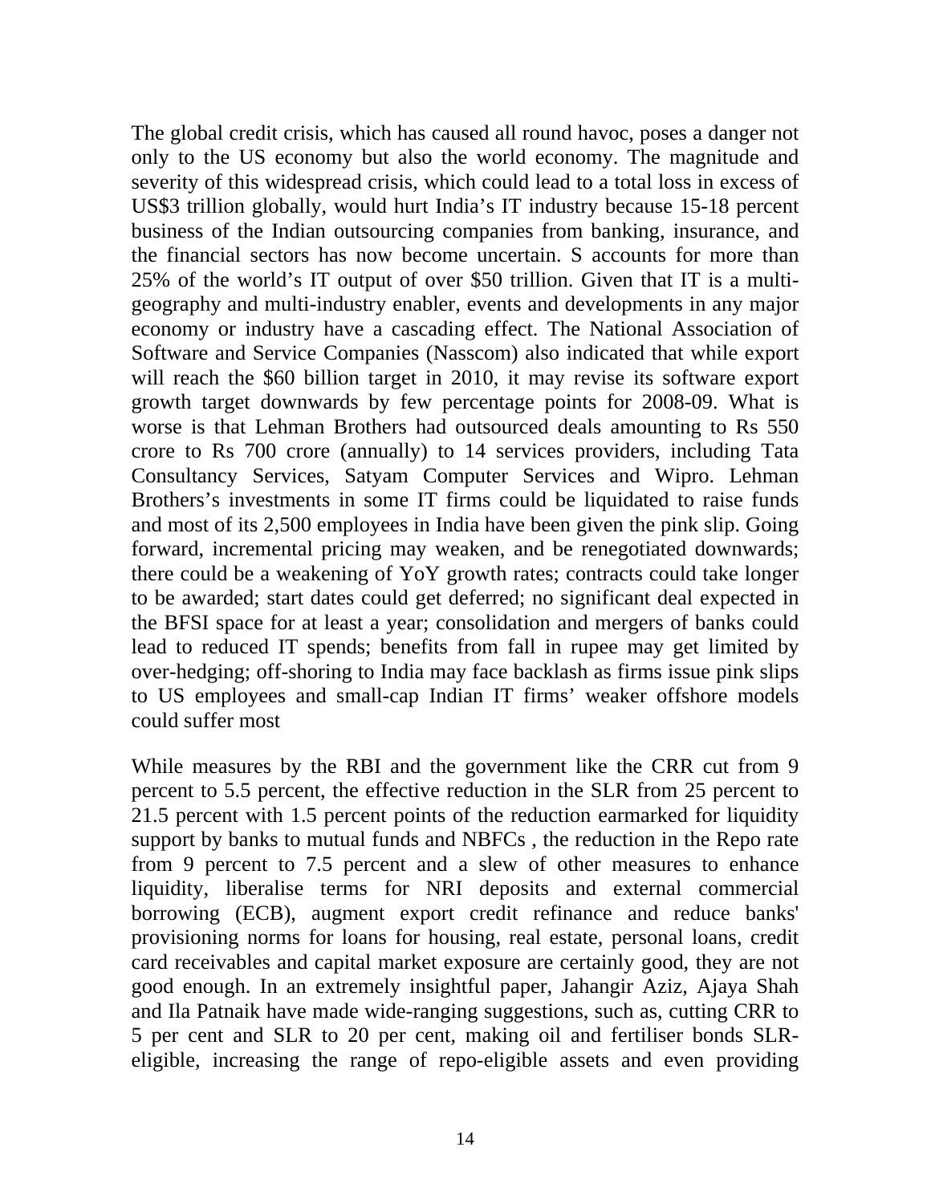The global credit crisis, which has caused all round havoc, poses a danger not only to the US economy but also the world economy. The magnitude and severity of this widespread crisis, which could lead to a total loss in excess of US$3 trillion globally, would hurt India's IT industry because 15-18 percent business of the Indian outsourcing companies from banking, insurance, and the financial sectors has now become uncertain. S accounts for more than 25% of the world's IT output of over $50 trillion. Given that IT is a multi-geography and multi-industry enabler, events and developments in any major economy or industry have a cascading effect. The National Association of Software and Service Companies (Nasscom) also indicated that while export will reach the $60 billion target in 2010, it may revise its software export growth target downwards by few percentage points for 2008-09. What is worse is that Lehman Brothers had outsourced deals amounting to Rs 550 crore to Rs 700 crore (annually) to 14 services providers, including Tata Consultancy Services, Satyam Computer Services and Wipro. Lehman Brothers's investments in some IT firms could be liquidated to raise funds and most of its 2,500 employees in India have been given the pink slip. Going forward, incremental pricing may weaken, and be renegotiated downwards; there could be a weakening of YoY growth rates; contracts could take longer to be awarded; start dates could get deferred; no significant deal expected in the BFSI space for at least a year; consolidation and mergers of banks could lead to reduced IT spends; benefits from fall in rupee may get limited by over-hedging; off-shoring to India may face backlash as firms issue pink slips to US employees and small-cap Indian IT firms' weaker offshore models could suffer most

While measures by the RBI and the government like the CRR cut from 9 percent to 5.5 percent, the effective reduction in the SLR from 25 percent to 21.5 percent with 1.5 percent points of the reduction earmarked for liquidity support by banks to mutual funds and NBFCs , the reduction in the Repo rate from 9 percent to 7.5 percent and a slew of other measures to enhance liquidity, liberalise terms for NRI deposits and external commercial borrowing (ECB), augment export credit refinance and reduce banks' provisioning norms for loans for housing, real estate, personal loans, credit card receivables and capital market exposure are certainly good, they are not good enough. In an extremely insightful paper, Jahangir Aziz, Ajaya Shah and Ila Patnaik have made wide-ranging suggestions, such as, cutting CRR to 5 per cent and SLR to 20 per cent, making oil and fertiliser bonds SLR-eligible, increasing the range of repo-eligible assets and even providing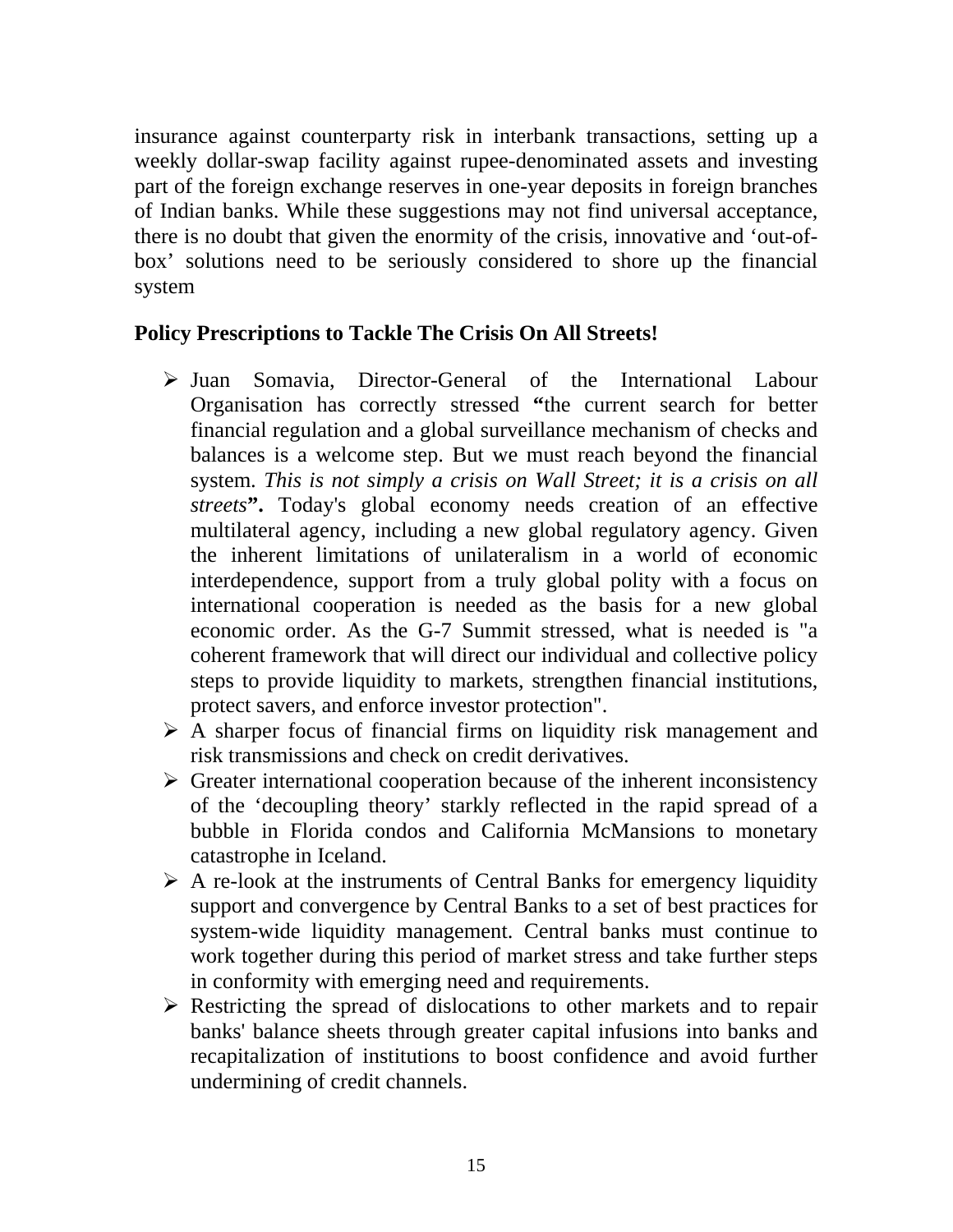insurance against counterparty risk in interbank transactions, setting up a weekly dollar-swap facility against rupee-denominated assets and investing part of the foreign exchange reserves in one-year deposits in foreign branches of Indian banks. While these suggestions may not find universal acceptance, there is no doubt that given the enormity of the crisis, innovative and 'out-of-box' solutions need to be seriously considered to shore up the financial system

**Policy Prescriptions to Tackle The Crisis On All Streets!**

- Juan Somavia, Director-General of the International Labour Organisation has correctly stressed **"**the current search for better financial regulation and a global surveillance mechanism of checks and balances is a welcome step. But we must reach beyond the financial system. *This is not simply a crisis on Wall Street; it is a crisis on all streets***".** Today's global economy needs creation of an effective multilateral agency, including a new global regulatory agency. Given the inherent limitations of unilateralism in a world of economic interdependence, support from a truly global polity with a focus on international cooperation is needed as the basis for a new global economic order. As the G-7 Summit stressed, what is needed is "a coherent framework that will direct our individual and collective policy steps to provide liquidity to markets, strengthen financial institutions, protect savers, and enforce investor protection".
- A sharper focus of financial firms on liquidity risk management and risk transmissions and check on credit derivatives.
- Greater international cooperation because of the inherent inconsistency of the 'decoupling theory' starkly reflected in the rapid spread of a bubble in Florida condos and California McMansions to monetary catastrophe in Iceland.
- A re-look at the instruments of Central Banks for emergency liquidity support and convergence by Central Banks to a set of best practices for system-wide liquidity management. Central banks must continue to work together during this period of market stress and take further steps in conformity with emerging need and requirements.
- Restricting the spread of dislocations to other markets and to repair banks' balance sheets through greater capital infusions into banks and recapitalization of institutions to boost confidence and avoid further undermining of credit channels.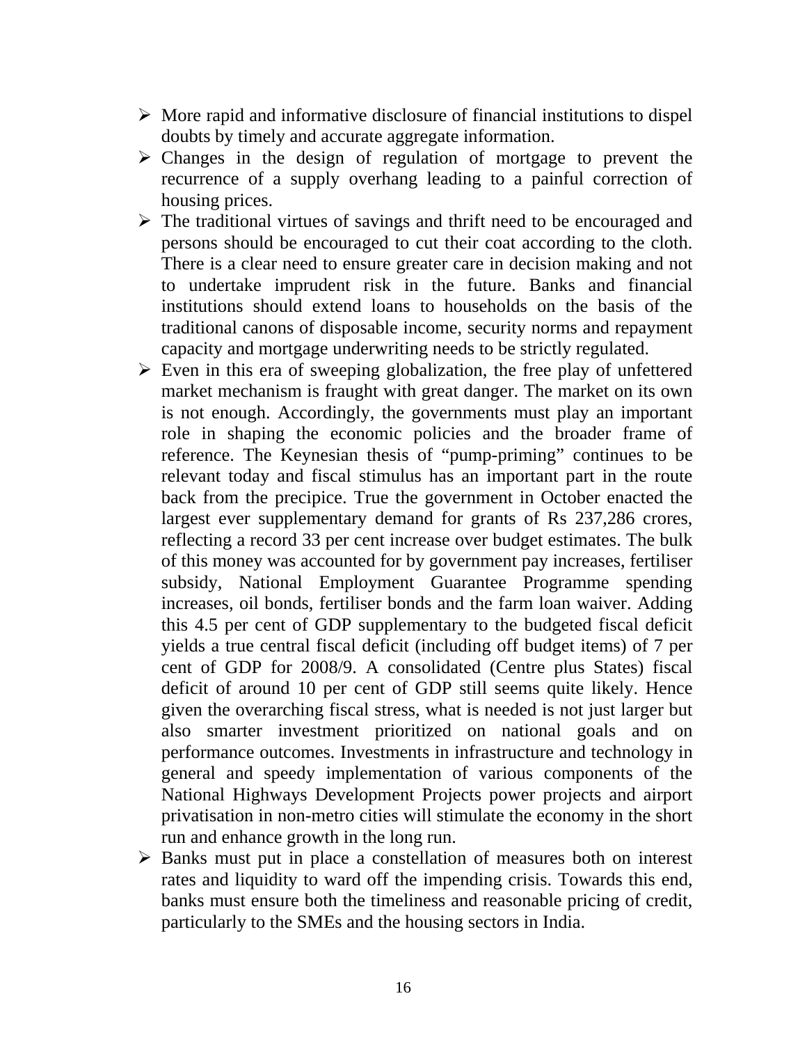- More rapid and informative disclosure of financial institutions to dispel doubts by timely and accurate aggregate information.
- Changes in the design of regulation of mortgage to prevent the recurrence of a supply overhang leading to a painful correction of housing prices.
- The traditional virtues of savings and thrift need to be encouraged and persons should be encouraged to cut their coat according to the cloth. There is a clear need to ensure greater care in decision making and not to undertake imprudent risk in the future. Banks and financial institutions should extend loans to households on the basis of the traditional canons of disposable income, security norms and repayment capacity and mortgage underwriting needs to be strictly regulated.
- Even in this era of sweeping globalization, the free play of unfettered market mechanism is fraught with great danger. The market on its own is not enough. Accordingly, the governments must play an important role in shaping the economic policies and the broader frame of reference. The Keynesian thesis of "pump-priming" continues to be relevant today and fiscal stimulus has an important part in the route back from the precipice. True the government in October enacted the largest ever supplementary demand for grants of Rs 237,286 crores, reflecting a record 33 per cent increase over budget estimates. The bulk of this money was accounted for by government pay increases, fertiliser subsidy, National Employment Guarantee Programme spending increases, oil bonds, fertiliser bonds and the farm loan waiver. Adding this 4.5 per cent of GDP supplementary to the budgeted fiscal deficit yields a true central fiscal deficit (including off budget items) of 7 per cent of GDP for 2008/9. A consolidated (Centre plus States) fiscal deficit of around 10 per cent of GDP still seems quite likely. Hence given the overarching fiscal stress, what is needed is not just larger but also smarter investment prioritized on national goals and on performance outcomes. Investments in infrastructure and technology in general and speedy implementation of various components of the National Highways Development Projects power projects and airport privatisation in non-metro cities will stimulate the economy in the short run and enhance growth in the long run.
- Banks must put in place a constellation of measures both on interest rates and liquidity to ward off the impending crisis. Towards this end, banks must ensure both the timeliness and reasonable pricing of credit, particularly to the SMEs and the housing sectors in India.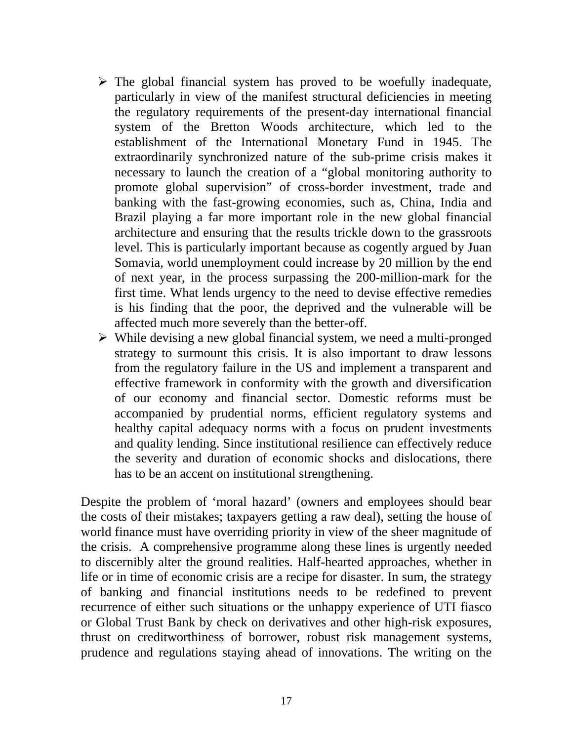- The global financial system has proved to be woefully inadequate, particularly in view of the manifest structural deficiencies in meeting the regulatory requirements of the present-day international financial system of the Bretton Woods architecture, which led to the establishment of the International Monetary Fund in 1945. The extraordinarily synchronized nature of the sub-prime crisis makes it necessary to launch the creation of a "global monitoring authority to promote global supervision" of cross-border investment, trade and banking with the fast-growing economies, such as, China, India and Brazil playing a far more important role in the new global financial architecture and ensuring that the results trickle down to the grassroots level. This is particularly important because as cogently argued by Juan Somavia, world unemployment could increase by 20 million by the end of next year, in the process surpassing the 200-million-mark for the first time. What lends urgency to the need to devise effective remedies is his finding that the poor, the deprived and the vulnerable will be affected much more severely than the better-off.
- While devising a new global financial system, we need a multi-pronged strategy to surmount this crisis. It is also important to draw lessons from the regulatory failure in the US and implement a transparent and effective framework in conformity with the growth and diversification of our economy and financial sector. Domestic reforms must be accompanied by prudential norms, efficient regulatory systems and healthy capital adequacy norms with a focus on prudent investments and quality lending. Since institutional resilience can effectively reduce the severity and duration of economic shocks and dislocations, there has to be an accent on institutional strengthening.

Despite the problem of 'moral hazard' (owners and employees should bear the costs of their mistakes; taxpayers getting a raw deal), setting the house of world finance must have overriding priority in view of the sheer magnitude of the crisis. A comprehensive programme along these lines is urgently needed to discernibly alter the ground realities. Half-hearted approaches, whether in life or in time of economic crisis are a recipe for disaster. In sum, the strategy of banking and financial institutions needs to be redefined to prevent recurrence of either such situations or the unhappy experience of UTI fiasco or Global Trust Bank by check on derivatives and other high-risk exposures, thrust on creditworthiness of borrower, robust risk management systems, prudence and regulations staying ahead of innovations. The writing on the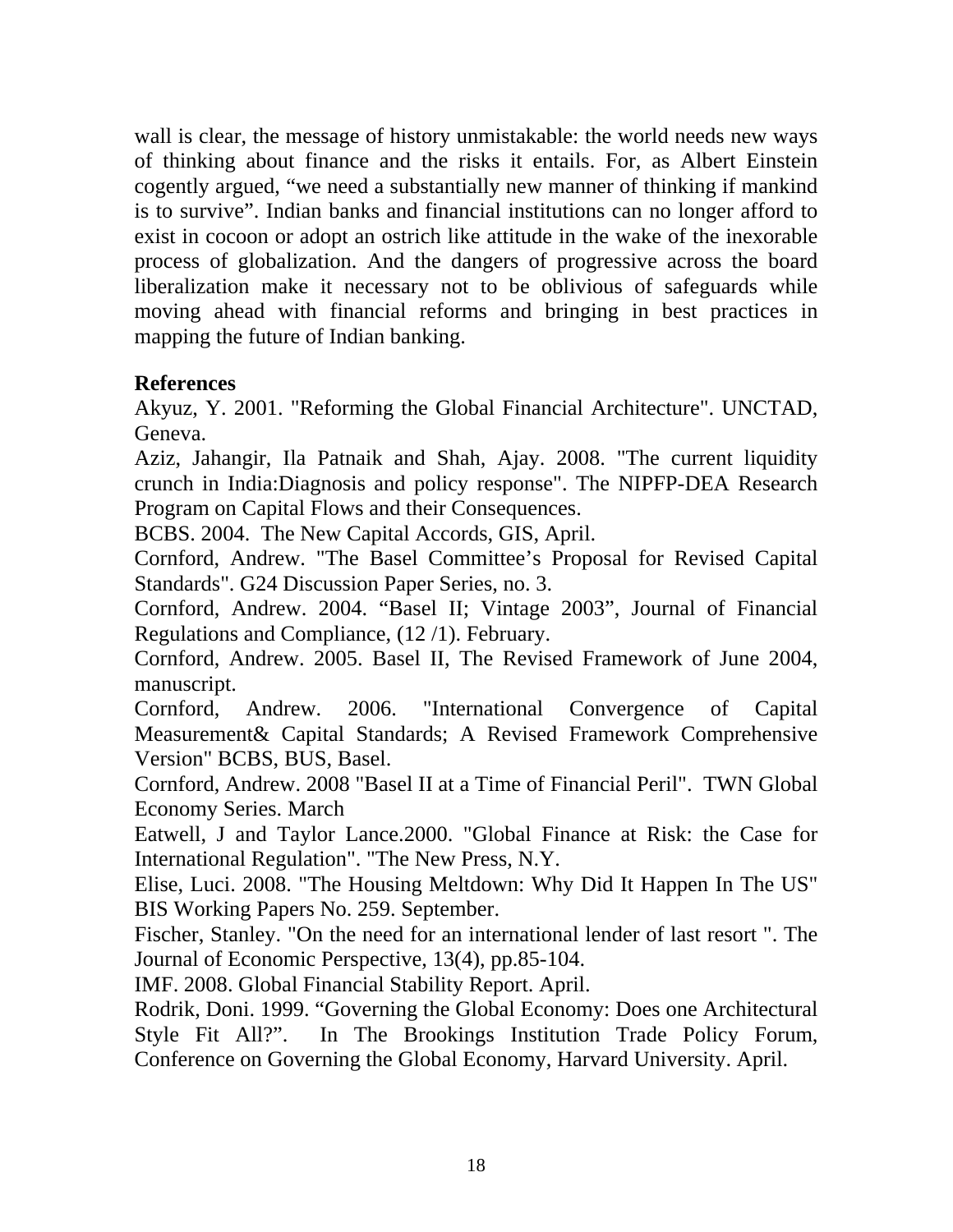wall is clear, the message of history unmistakable: the world needs new ways of thinking about finance and the risks it entails. For, as Albert Einstein cogently argued, "we need a substantially new manner of thinking if mankind is to survive". Indian banks and financial institutions can no longer afford to exist in cocoon or adopt an ostrich like attitude in the wake of the inexorable process of globalization. And the dangers of progressive across the board liberalization make it necessary not to be oblivious of safeguards while moving ahead with financial reforms and bringing in best practices in mapping the future of Indian banking.

**References**

Akyuz, Y. 2001. "Reforming the Global Financial Architecture". UNCTAD, Geneva.

Aziz, Jahangir, Ila Patnaik and Shah, Ajay. 2008. "The current liquidity crunch in India:Diagnosis and policy response". The NIPFP-DEA Research Program on Capital Flows and their Consequences.

BCBS. 2004. The New Capital Accords, GIS, April.

Cornford, Andrew. "The Basel Committee's Proposal for Revised Capital Standards". G24 Discussion Paper Series, no. 3.

Cornford, Andrew. 2004. "Basel II; Vintage 2003", Journal of Financial Regulations and Compliance, (12 /1). February.

Cornford, Andrew. 2005. Basel II, The Revised Framework of June 2004, manuscript.

Cornford, Andrew. 2006. "International Convergence of Capital Measurement& Capital Standards; A Revised Framework Comprehensive Version" BCBS, BUS, Basel.

Cornford, Andrew. 2008 "Basel II at a Time of Financial Peril". TWN Global Economy Series. March

Eatwell, J and Taylor Lance.2000. "Global Finance at Risk: the Case for International Regulation". "The New Press, N.Y.

Elise, Luci. 2008. "The Housing Meltdown: Why Did It Happen In The US" BIS Working Papers No. 259. September.

Fischer, Stanley. "On the need for an international lender of last resort ". The Journal of Economic Perspective, 13(4), pp.85-104.

IMF. 2008. Global Financial Stability Report. April.

Rodrik, Doni. 1999. "Governing the Global Economy: Does one Architectural Style Fit All?". In The Brookings Institution Trade Policy Forum, Conference on Governing the Global Economy, Harvard University. April.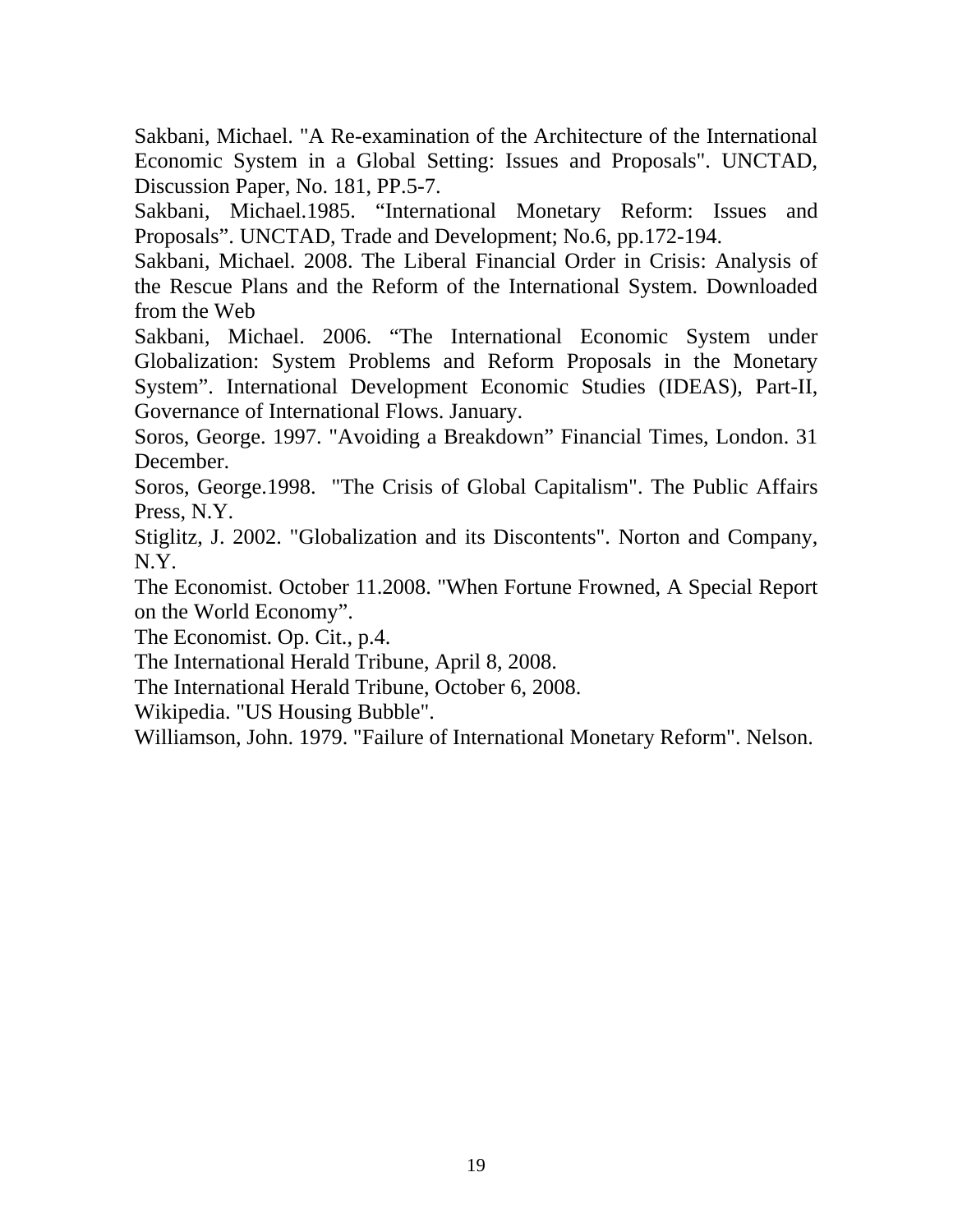Sakbani, Michael. "A Re-examination of the Architecture of the International Economic System in a Global Setting: Issues and Proposals". UNCTAD, Discussion Paper, No. 181, PP.5-7.

Sakbani, Michael.1985. "International Monetary Reform: Issues and Proposals". UNCTAD, Trade and Development; No.6, pp.172-194.

Sakbani, Michael. 2008. The Liberal Financial Order in Crisis: Analysis of the Rescue Plans and the Reform of the International System. Downloaded from the Web

Sakbani, Michael. 2006. "The International Economic System under Globalization: System Problems and Reform Proposals in the Monetary System". International Development Economic Studies (IDEAS), Part-II, Governance of International Flows. January.

Soros, George. 1997. "Avoiding a Breakdown" Financial Times, London. 31 December.

Soros, George.1998. "The Crisis of Global Capitalism". The Public Affairs Press, N.Y.

Stiglitz, J. 2002. "Globalization and its Discontents". Norton and Company, N.Y.

The Economist. October 11.2008. "When Fortune Frowned, A Special Report on the World Economy".

The Economist. Op. Cit., p.4.

The International Herald Tribune, April 8, 2008.

The International Herald Tribune, October 6, 2008.

Wikipedia. "US Housing Bubble".

Williamson, John. 1979. "Failure of International Monetary Reform". Nelson.